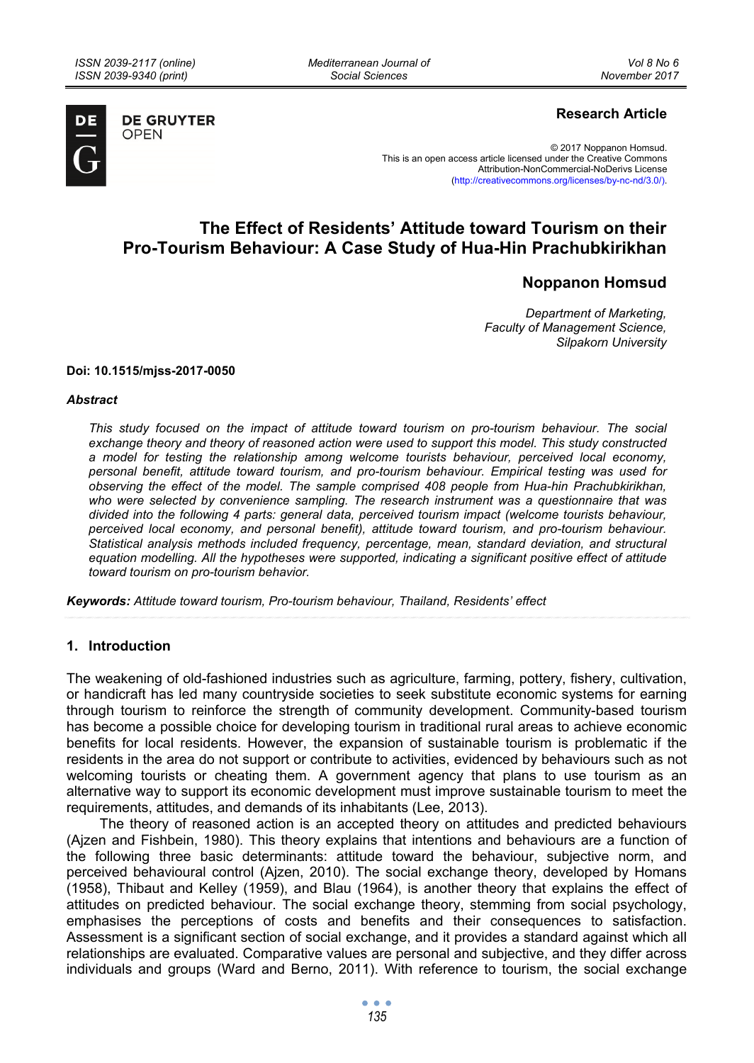**Research Article**

© 2017 Noppanon Homsud.
This is an open access article licensed under the Creative Commons Attribution-NonCommercial-NoDerivs License (http://creativecommons.org/licenses/by-nc-nd/3.0/).

# The Effect of Residents' Attitude toward Tourism on their Pro-Tourism Behaviour: A Case Study of Hua-Hin Prachubkirikhan

**Noppanon Homsud**

*Department of Marketing,*
*Faculty of Management Science,*
*Silpakorn University*

**Doi: 10.1515/mjss-2017-0050**

***Abstract***

*This study focused on the impact of attitude toward tourism on pro-tourism behaviour. The social exchange theory and theory of reasoned action were used to support this model. This study constructed a model for testing the relationship among welcome tourists behaviour, perceived local economy, personal benefit, attitude toward tourism, and pro-tourism behaviour. Empirical testing was used for observing the effect of the model. The sample comprised 408 people from Hua-hin Prachubkirikhan, who were selected by convenience sampling. The research instrument was a questionnaire that was divided into the following 4 parts: general data, perceived tourism impact (welcome tourists behaviour, perceived local economy, and personal benefit), attitude toward tourism, and pro-tourism behaviour. Statistical analysis methods included frequency, percentage, mean, standard deviation, and structural equation modelling. All the hypotheses were supported, indicating a significant positive effect of attitude toward tourism on pro-tourism behavior.*

***Keywords:*** *Attitude toward tourism, Pro-tourism behaviour, Thailand, Residents' effect*

## 1. Introduction

The weakening of old-fashioned industries such as agriculture, farming, pottery, fishery, cultivation, or handicraft has led many countryside societies to seek substitute economic systems for earning through tourism to reinforce the strength of community development. Community-based tourism has become a possible choice for developing tourism in traditional rural areas to achieve economic benefits for local residents. However, the expansion of sustainable tourism is problematic if the residents in the area do not support or contribute to activities, evidenced by behaviours such as not welcoming tourists or cheating them. A government agency that plans to use tourism as an alternative way to support its economic development must improve sustainable tourism to meet the requirements, attitudes, and demands of its inhabitants (Lee, 2013).

The theory of reasoned action is an accepted theory on attitudes and predicted behaviours (Ajzen and Fishbein, 1980). This theory explains that intentions and behaviours are a function of the following three basic determinants: attitude toward the behaviour, subjective norm, and perceived behavioural control (Ajzen, 2010). The social exchange theory, developed by Homans (1958), Thibaut and Kelley (1959), and Blau (1964), is another theory that explains the effect of attitudes on predicted behaviour. The social exchange theory, stemming from social psychology, emphasises the perceptions of costs and benefits and their consequences to satisfaction. Assessment is a significant section of social exchange, and it provides a standard against which all relationships are evaluated. Comparative values are personal and subjective, and they differ across individuals and groups (Ward and Berno, 2011). With reference to tourism, the social exchange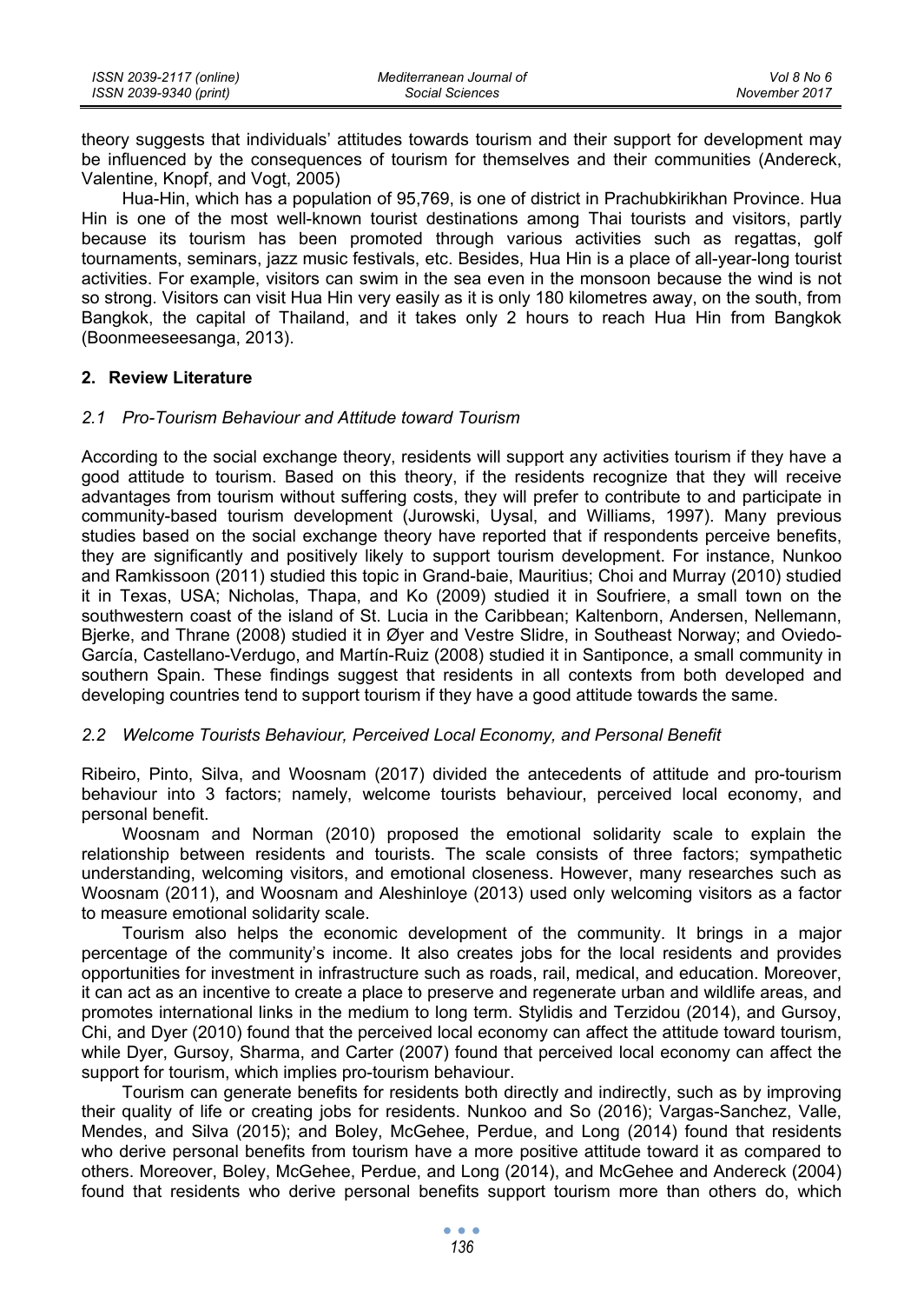theory suggests that individuals' attitudes towards tourism and their support for development may be influenced by the consequences of tourism for themselves and their communities (Andereck, Valentine, Knopf, and Vogt, 2005)

Hua-Hin, which has a population of 95,769, is one of district in Prachubkirikhan Province. Hua Hin is one of the most well-known tourist destinations among Thai tourists and visitors, partly because its tourism has been promoted through various activities such as regattas, golf tournaments, seminars, jazz music festivals, etc. Besides, Hua Hin is a place of all-year-long tourist activities. For example, visitors can swim in the sea even in the monsoon because the wind is not so strong. Visitors can visit Hua Hin very easily as it is only 180 kilometres away, on the south, from Bangkok, the capital of Thailand, and it takes only 2 hours to reach Hua Hin from Bangkok (Boonmeeseesanga, 2013).

## 2. Review Literature

### *2.1 Pro-Tourism Behaviour and Attitude toward Tourism*

According to the social exchange theory, residents will support any activities tourism if they have a good attitude to tourism. Based on this theory, if the residents recognize that they will receive advantages from tourism without suffering costs, they will prefer to contribute to and participate in community-based tourism development (Jurowski, Uysal, and Williams, 1997). Many previous studies based on the social exchange theory have reported that if respondents perceive benefits, they are significantly and positively likely to support tourism development. For instance, Nunkoo and Ramkissoon (2011) studied this topic in Grand-baie, Mauritius; Choi and Murray (2010) studied it in Texas, USA; Nicholas, Thapa, and Ko (2009) studied it in Soufriere, a small town on the southwestern coast of the island of St. Lucia in the Caribbean; Kaltenborn, Andersen, Nellemann, Bjerke, and Thrane (2008) studied it in Øyer and Vestre Slidre, in Southeast Norway; and Oviedo-García, Castellano-Verdugo, and Martín-Ruiz (2008) studied it in Santiponce, a small community in southern Spain. These findings suggest that residents in all contexts from both developed and developing countries tend to support tourism if they have a good attitude towards the same.

### *2.2 Welcome Tourists Behaviour, Perceived Local Economy, and Personal Benefit*

Ribeiro, Pinto, Silva, and Woosnam (2017) divided the antecedents of attitude and pro-tourism behaviour into 3 factors; namely, welcome tourists behaviour, perceived local economy, and personal benefit.

Woosnam and Norman (2010) proposed the emotional solidarity scale to explain the relationship between residents and tourists. The scale consists of three factors; sympathetic understanding, welcoming visitors, and emotional closeness. However, many researches such as Woosnam (2011), and Woosnam and Aleshinloye (2013) used only welcoming visitors as a factor to measure emotional solidarity scale.

Tourism also helps the economic development of the community. It brings in a major percentage of the community's income. It also creates jobs for the local residents and provides opportunities for investment in infrastructure such as roads, rail, medical, and education. Moreover, it can act as an incentive to create a place to preserve and regenerate urban and wildlife areas, and promotes international links in the medium to long term. Stylidis and Terzidou (2014), and Gursoy, Chi, and Dyer (2010) found that the perceived local economy can affect the attitude toward tourism, while Dyer, Gursoy, Sharma, and Carter (2007) found that perceived local economy can affect the support for tourism, which implies pro-tourism behaviour.

Tourism can generate benefits for residents both directly and indirectly, such as by improving their quality of life or creating jobs for residents. Nunkoo and So (2016); Vargas-Sanchez, Valle, Mendes, and Silva (2015); and Boley, McGehee, Perdue, and Long (2014) found that residents who derive personal benefits from tourism have a more positive attitude toward it as compared to others. Moreover, Boley, McGehee, Perdue, and Long (2014), and McGehee and Andereck (2004) found that residents who derive personal benefits support tourism more than others do, which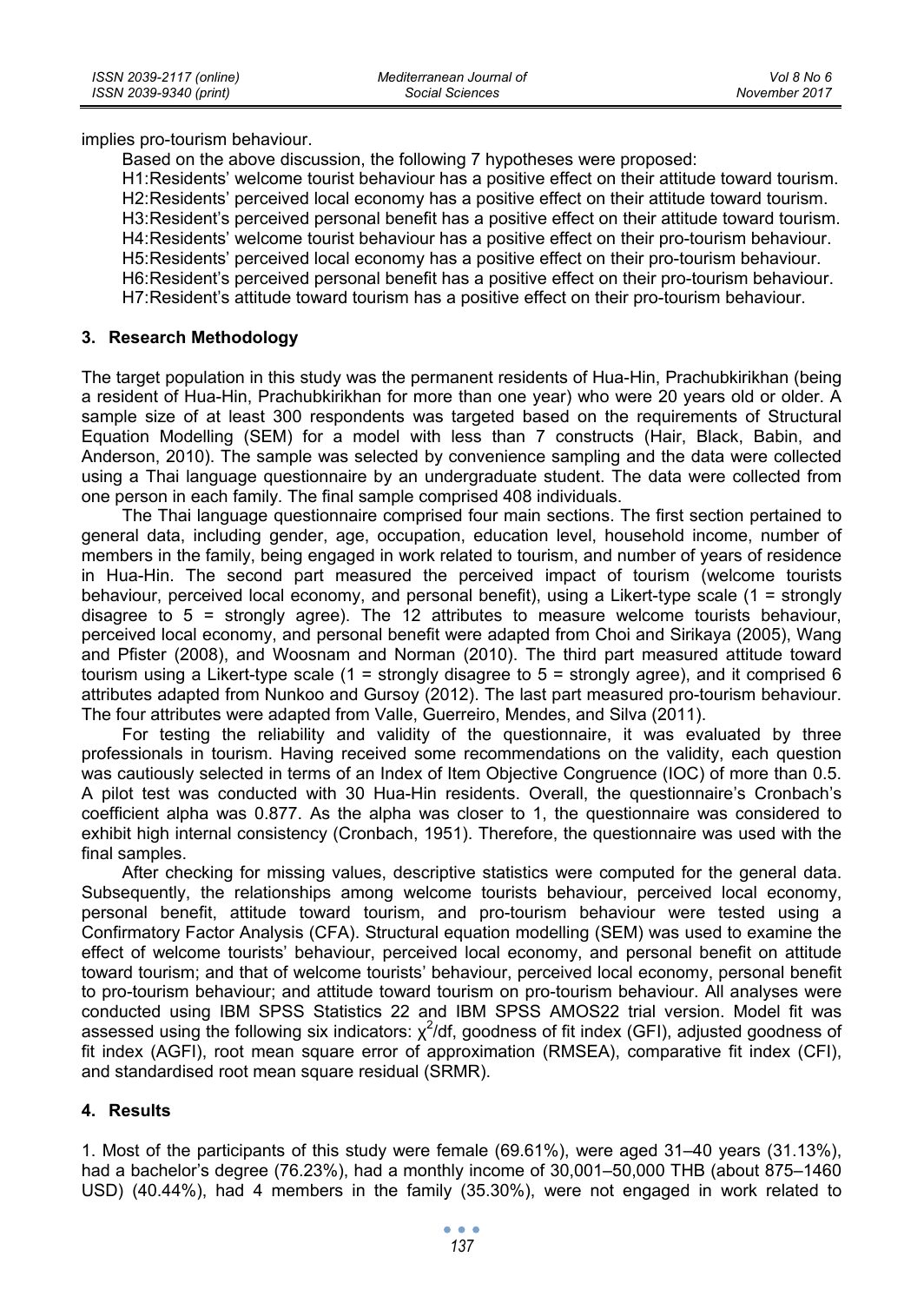implies pro-tourism behaviour.

Based on the above discussion, the following 7 hypotheses were proposed:

H1:Residents' welcome tourist behaviour has a positive effect on their attitude toward tourism.
H2:Residents' perceived local economy has a positive effect on their attitude toward tourism.
H3:Resident's perceived personal benefit has a positive effect on their attitude toward tourism.
H4:Residents' welcome tourist behaviour has a positive effect on their pro-tourism behaviour.
H5:Residents' perceived local economy has a positive effect on their pro-tourism behaviour.
H6:Resident's perceived personal benefit has a positive effect on their pro-tourism behaviour.
H7:Resident's attitude toward tourism has a positive effect on their pro-tourism behaviour.

## 3. Research Methodology

The target population in this study was the permanent residents of Hua-Hin, Prachubkirikhan (being a resident of Hua-Hin, Prachubkirikhan for more than one year) who were 20 years old or older. A sample size of at least 300 respondents was targeted based on the requirements of Structural Equation Modelling (SEM) for a model with less than 7 constructs (Hair, Black, Babin, and Anderson, 2010). The sample was selected by convenience sampling and the data were collected using a Thai language questionnaire by an undergraduate student. The data were collected from one person in each family. The final sample comprised 408 individuals.

The Thai language questionnaire comprised four main sections. The first section pertained to general data, including gender, age, occupation, education level, household income, number of members in the family, being engaged in work related to tourism, and number of years of residence in Hua-Hin. The second part measured the perceived impact of tourism (welcome tourists behaviour, perceived local economy, and personal benefit), using a Likert-type scale (1 = strongly disagree to 5 = strongly agree). The 12 attributes to measure welcome tourists behaviour, perceived local economy, and personal benefit were adapted from Choi and Sirikaya (2005), Wang and Pfister (2008), and Woosnam and Norman (2010). The third part measured attitude toward tourism using a Likert-type scale (1 = strongly disagree to 5 = strongly agree), and it comprised 6 attributes adapted from Nunkoo and Gursoy (2012). The last part measured pro-tourism behaviour. The four attributes were adapted from Valle, Guerreiro, Mendes, and Silva (2011).

For testing the reliability and validity of the questionnaire, it was evaluated by three professionals in tourism. Having received some recommendations on the validity, each question was cautiously selected in terms of an Index of Item Objective Congruence (IOC) of more than 0.5. A pilot test was conducted with 30 Hua-Hin residents. Overall, the questionnaire's Cronbach's coefficient alpha was 0.877. As the alpha was closer to 1, the questionnaire was considered to exhibit high internal consistency (Cronbach, 1951). Therefore, the questionnaire was used with the final samples.

After checking for missing values, descriptive statistics were computed for the general data. Subsequently, the relationships among welcome tourists behaviour, perceived local economy, personal benefit, attitude toward tourism, and pro-tourism behaviour were tested using a Confirmatory Factor Analysis (CFA). Structural equation modelling (SEM) was used to examine the effect of welcome tourists' behaviour, perceived local economy, and personal benefit on attitude toward tourism; and that of welcome tourists' behaviour, perceived local economy, personal benefit to pro-tourism behaviour; and attitude toward tourism on pro-tourism behaviour. All analyses were conducted using IBM SPSS Statistics 22 and IBM SPSS AMOS22 trial version. Model fit was assessed using the following six indicators: $\chi^2$/df, goodness of fit index (GFI), adjusted goodness of fit index (AGFI), root mean square error of approximation (RMSEA), comparative fit index (CFI), and standardised root mean square residual (SRMR).

## 4. Results

1. Most of the participants of this study were female (69.61%), were aged 31–40 years (31.13%), had a bachelor's degree (76.23%), had a monthly income of 30,001–50,000 THB (about 875–1460 USD) (40.44%), had 4 members in the family (35.30%), were not engaged in work related to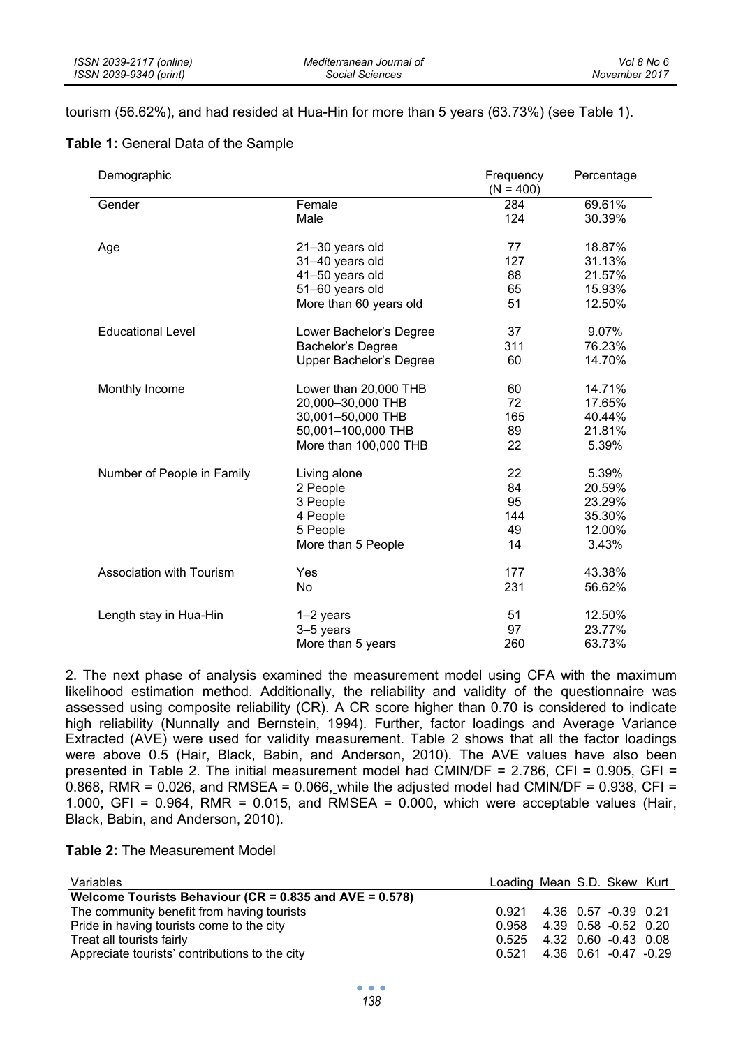tourism (56.62%), and had resided at Hua-Hin for more than 5 years (63.73%) (see Table 1).

**Table 1:** General Data of the Sample

| Demographic | | Frequency (N = 400) | Percentage |
|---|---|---|---|
| Gender | Female | 284 | 69.61% |
| | Male | 124 | 30.39% |
| Age | 21–30 years old | 77 | 18.87% |
| | 31–40 years old | 127 | 31.13% |
| | 41–50 years old | 88 | 21.57% |
| | 51–60 years old | 65 | 15.93% |
| | More than 60 years old | 51 | 12.50% |
| Educational Level | Lower Bachelor's Degree | 37 | 9.07% |
| | Bachelor's Degree | 311 | 76.23% |
| | Upper Bachelor's Degree | 60 | 14.70% |
| Monthly Income | Lower than 20,000 THB | 60 | 14.71% |
| | 20,000–30,000 THB | 72 | 17.65% |
| | 30,001–50,000 THB | 165 | 40.44% |
| | 50,001–100,000 THB | 89 | 21.81% |
| | More than 100,000 THB | 22 | 5.39% |
| Number of People in Family | Living alone | 22 | 5.39% |
| | 2 People | 84 | 20.59% |
| | 3 People | 95 | 23.29% |
| | 4 People | 144 | 35.30% |
| | 5 People | 49 | 12.00% |
| | More than 5 People | 14 | 3.43% |
| Association with Tourism | Yes | 177 | 43.38% |
| | No | 231 | 56.62% |
| Length stay in Hua-Hin | 1–2 years | 51 | 12.50% |
| | 3–5 years | 97 | 23.77% |
| | More than 5 years | 260 | 63.73% |

2. The next phase of analysis examined the measurement model using CFA with the maximum likelihood estimation method. Additionally, the reliability and validity of the questionnaire was assessed using composite reliability (CR). A CR score higher than 0.70 is considered to indicate high reliability (Nunnally and Bernstein, 1994). Further, factor loadings and Average Variance Extracted (AVE) were used for validity measurement. Table 2 shows that all the factor loadings were above 0.5 (Hair, Black, Babin, and Anderson, 2010). The AVE values have also been presented in Table 2. The initial measurement model had CMIN/DF = 2.786, CFI = 0.905, GFI = 0.868, RMR = 0.026, and RMSEA = 0.066, while the adjusted model had CMIN/DF = 0.938, CFI = 1.000, GFI = 0.964, RMR = 0.015, and RMSEA = 0.000, which were acceptable values (Hair, Black, Babin, and Anderson, 2010).

**Table 2:** The Measurement Model

| Variables | Loading | Mean | S.D. | Skew | Kurt |
|---|---|---|---|---|---|
| **Welcome Tourists Behaviour (CR = 0.835 and AVE = 0.578)** | | | | | |
| The community benefit from having tourists | 0.921 | 4.36 | 0.57 | -0.39 | 0.21 |
| Pride in having tourists come to the city | 0.958 | 4.39 | 0.58 | -0.52 | 0.20 |
| Treat all tourists fairly | 0.525 | 4.32 | 0.60 | -0.43 | 0.08 |
| Appreciate tourists' contributions to the city | 0.521 | 4.36 | 0.61 | -0.47 | -0.29 |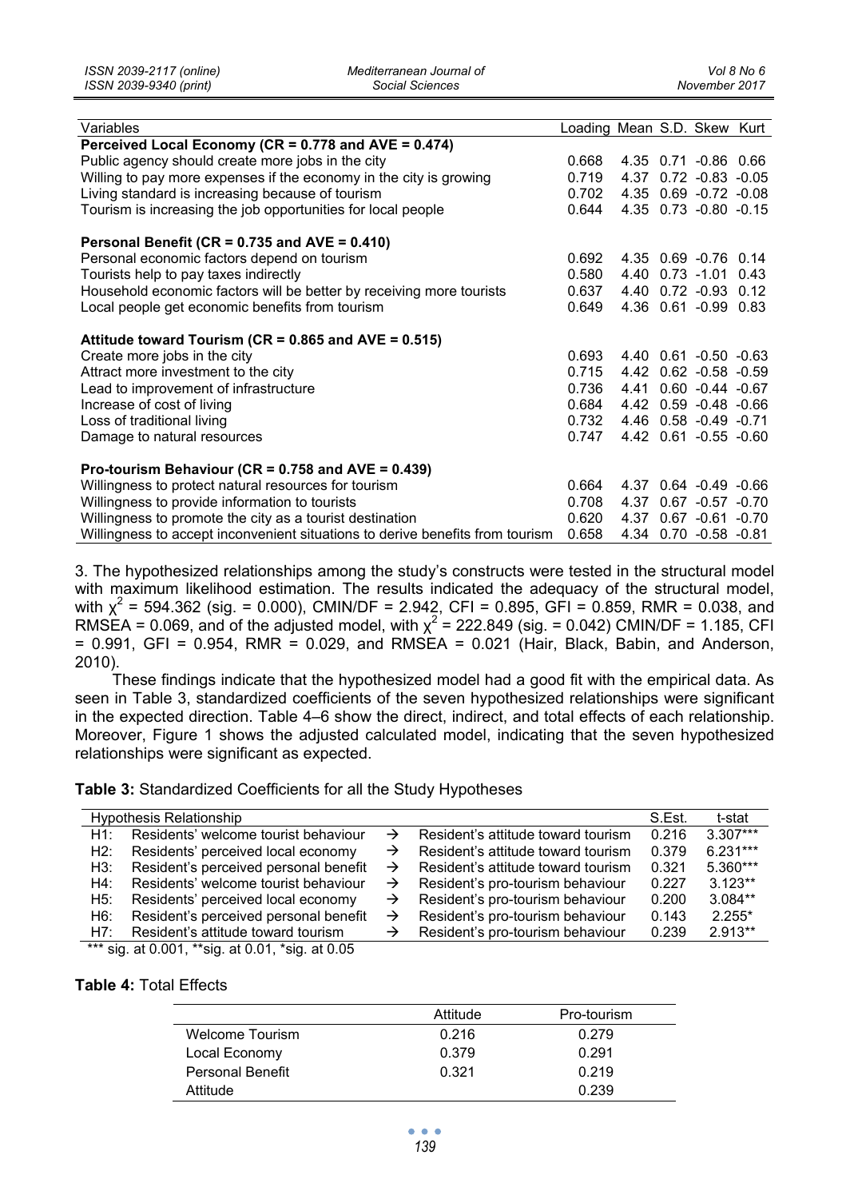| Variables | Loading | Mean | S.D. | Skew | Kurt |
|---|---|---|---|---|---|
| **Perceived Local Economy (CR = 0.778 and AVE = 0.474)** | | | | | |
| Public agency should create more jobs in the city | 0.668 | 4.35 | 0.71 | -0.86 | 0.66 |
| Willing to pay more expenses if the economy in the city is growing | 0.719 | 4.37 | 0.72 | -0.83 | -0.05 |
| Living standard is increasing because of tourism | 0.702 | 4.35 | 0.69 | -0.72 | -0.08 |
| Tourism is increasing the job opportunities for local people | 0.644 | 4.35 | 0.73 | -0.80 | -0.15 |
| **Personal Benefit (CR = 0.735 and AVE = 0.410)** | | | | | |
| Personal economic factors depend on tourism | 0.692 | 4.35 | 0.69 | -0.76 | 0.14 |
| Tourists help to pay taxes indirectly | 0.580 | 4.40 | 0.73 | -1.01 | 0.43 |
| Household economic factors will be better by receiving more tourists | 0.637 | 4.40 | 0.72 | -0.93 | 0.12 |
| Local people get economic benefits from tourism | 0.649 | 4.36 | 0.61 | -0.99 | 0.83 |
| **Attitude toward Tourism (CR = 0.865 and AVE = 0.515)** | | | | | |
| Create more jobs in the city | 0.693 | 4.40 | 0.61 | -0.50 | -0.63 |
| Attract more investment to the city | 0.715 | 4.42 | 0.62 | -0.58 | -0.59 |
| Lead to improvement of infrastructure | 0.736 | 4.41 | 0.60 | -0.44 | -0.67 |
| Increase of cost of living | 0.684 | 4.42 | 0.59 | -0.48 | -0.66 |
| Loss of traditional living | 0.732 | 4.46 | 0.58 | -0.49 | -0.71 |
| Damage to natural resources | 0.747 | 4.42 | 0.61 | -0.55 | -0.60 |
| **Pro-tourism Behaviour (CR = 0.758 and AVE = 0.439)** | | | | | |
| Willingness to protect natural resources for tourism | 0.664 | 4.37 | 0.64 | -0.49 | -0.66 |
| Willingness to provide information to tourists | 0.708 | 4.37 | 0.67 | -0.57 | -0.70 |
| Willingness to promote the city as a tourist destination | 0.620 | 4.37 | 0.67 | -0.61 | -0.70 |
| Willingness to accept inconvenient situations to derive benefits from tourism | 0.658 | 4.34 | 0.70 | -0.58 | -0.81 |

3. The hypothesized relationships among the study's constructs were tested in the structural model with maximum likelihood estimation. The results indicated the adequacy of the structural model, with $\chi^2$ = 594.362 (sig. = 0.000), CMIN/DF = 2.942, CFI = 0.895, GFI = 0.859, RMR = 0.038, and RMSEA = 0.069, and of the adjusted model, with $\chi^2$ = 222.849 (sig. = 0.042) CMIN/DF = 1.185, CFI = 0.991, GFI = 0.954, RMR = 0.029, and RMSEA = 0.021 (Hair, Black, Babin, and Anderson, 2010).

These findings indicate that the hypothesized model had a good fit with the empirical data. As seen in Table 3, standardized coefficients of the seven hypothesized relationships were significant in the expected direction. Table 4–6 show the direct, indirect, and total effects of each relationship. Moreover, Figure 1 shows the adjusted calculated model, indicating that the seven hypothesized relationships were significant as expected.

**Table 3:** Standardized Coefficients for all the Study Hypotheses

| Hypothesis Relationship | | | | S.Est. | t-stat |
|---|---|---|---|---|---|
| H1: | Residents' welcome tourist behaviour | → | Resident's attitude toward tourism | 0.216 | 3.307*** |
| H2: | Residents' perceived local economy | → | Resident's attitude toward tourism | 0.379 | 6.231*** |
| H3: | Resident's perceived personal benefit | → | Resident's attitude toward tourism | 0.321 | 5.360*** |
| H4: | Residents' welcome tourist behaviour | → | Resident's pro-tourism behaviour | 0.227 | 3.123** |
| H5: | Residents' perceived local economy | → | Resident's pro-tourism behaviour | 0.200 | 3.084** |
| H6: | Resident's perceived personal benefit | → | Resident's pro-tourism behaviour | 0.143 | 2.255* |
| H7: | Resident's attitude toward tourism | → | Resident's pro-tourism behaviour | 0.239 | 2.913** |

*** sig. at 0.001, **sig. at 0.01, *sig. at 0.05

**Table 4:** Total Effects

| | Attitude | Pro-tourism |
|---|---|---|
| Welcome Tourism | 0.216 | 0.279 |
| Local Economy | 0.379 | 0.291 |
| Personal Benefit | 0.321 | 0.219 |
| Attitude | | 0.239 |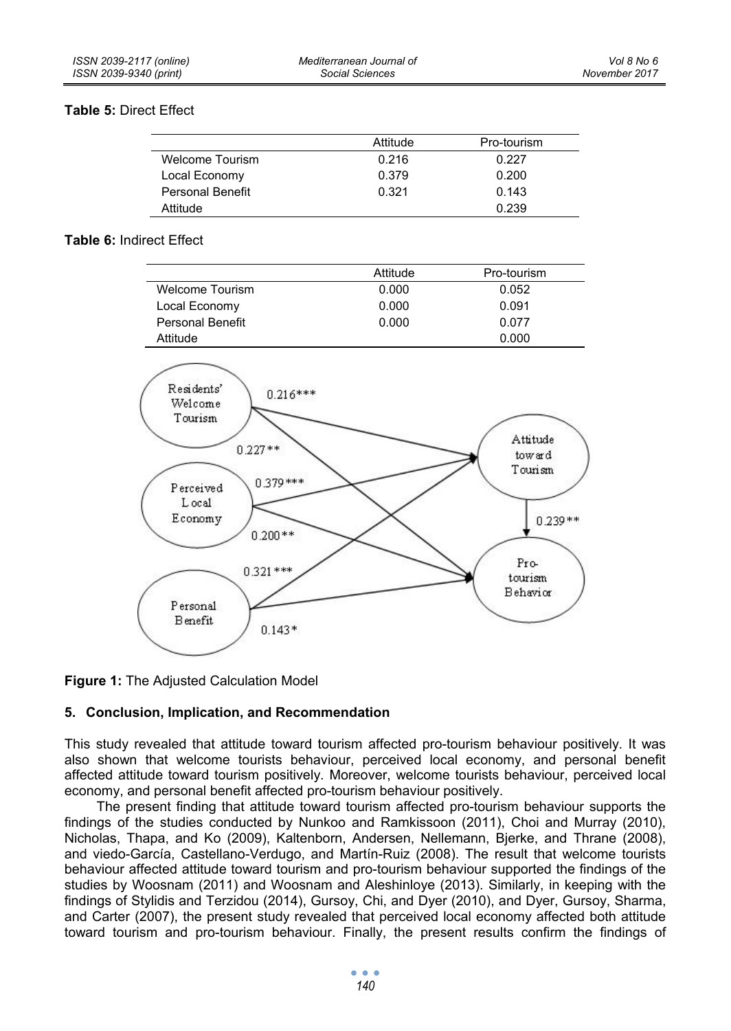**Table 5:** Direct Effect

| | Attitude | Pro-tourism |
|---|---|---|
| Welcome Tourism | 0.216 | 0.227 |
| Local Economy | 0.379 | 0.200 |
| Personal Benefit | 0.321 | 0.143 |
| Attitude | | 0.239 |

**Table 6:** Indirect Effect

| | Attitude | Pro-tourism |
|---|---|---|
| Welcome Tourism | 0.000 | 0.052 |
| Local Economy | 0.000 | 0.091 |
| Personal Benefit | 0.000 | 0.077 |
| Attitude | | 0.000 |

**Figure 1:** The Adjusted Calculation Model

## 5. Conclusion, Implication, and Recommendation

This study revealed that attitude toward tourism affected pro-tourism behaviour positively. It was also shown that welcome tourists behaviour, perceived local economy, and personal benefit affected attitude toward tourism positively. Moreover, welcome tourists behaviour, perceived local economy, and personal benefit affected pro-tourism behaviour positively.

The present finding that attitude toward tourism affected pro-tourism behaviour supports the findings of the studies conducted by Nunkoo and Ramkissoon (2011), Choi and Murray (2010), Nicholas, Thapa, and Ko (2009), Kaltenborn, Andersen, Nellemann, Bjerke, and Thrane (2008), and viedo-García, Castellano-Verdugo, and Martín-Ruiz (2008). The result that welcome tourists behaviour affected attitude toward tourism and pro-tourism behaviour supported the findings of the studies by Woosnam (2011) and Woosnam and Aleshinloye (2013). Similarly, in keeping with the findings of Stylidis and Terzidou (2014), Gursoy, Chi, and Dyer (2010), and Dyer, Gursoy, Sharma, and Carter (2007), the present study revealed that perceived local economy affected both attitude toward tourism and pro-tourism behaviour. Finally, the present results confirm the findings of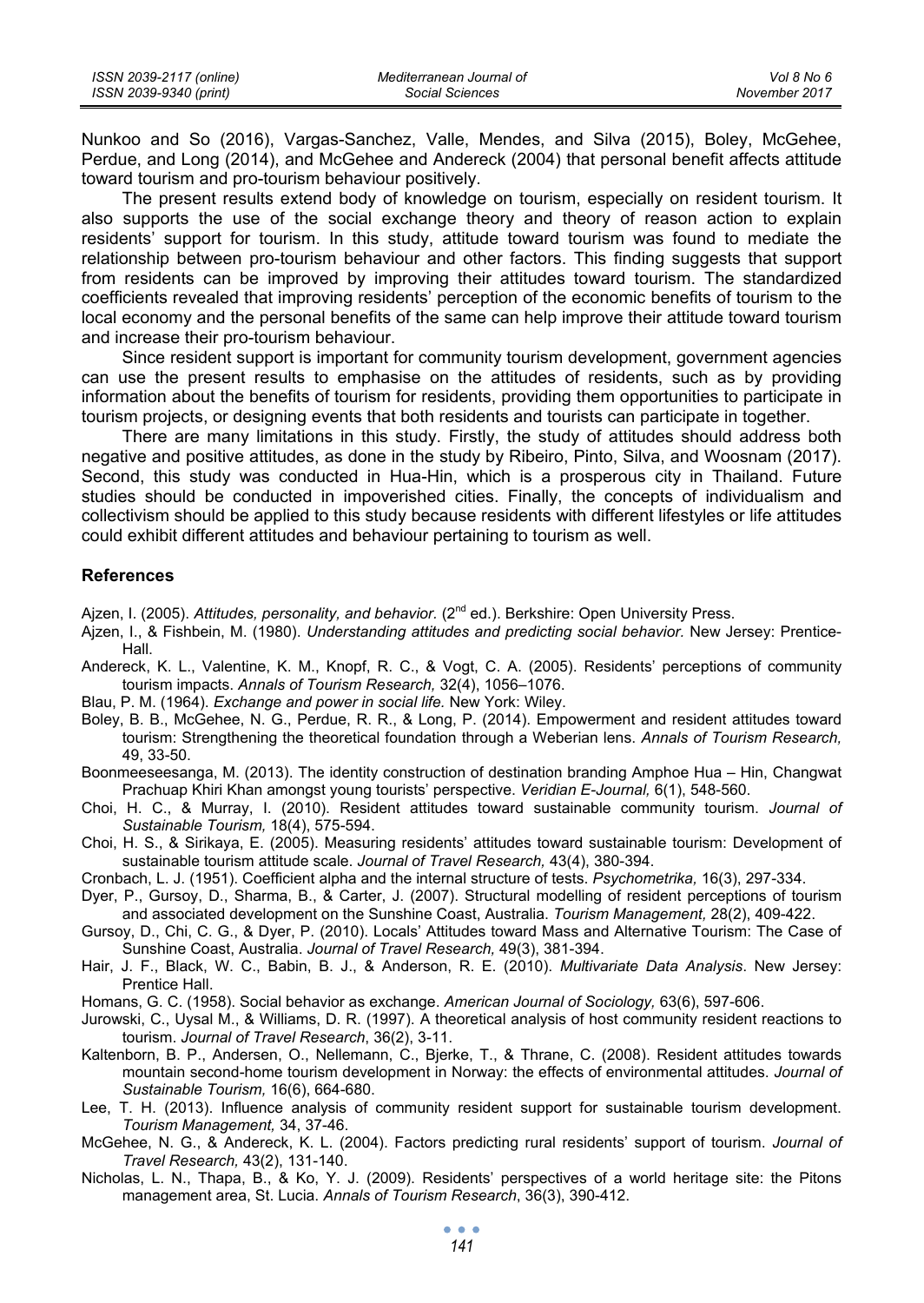Nunkoo and So (2016), Vargas-Sanchez, Valle, Mendes, and Silva (2015), Boley, McGehee, Perdue, and Long (2014), and McGehee and Andereck (2004) that personal benefit affects attitude toward tourism and pro-tourism behaviour positively.

The present results extend body of knowledge on tourism, especially on resident tourism. It also supports the use of the social exchange theory and theory of reason action to explain residents' support for tourism. In this study, attitude toward tourism was found to mediate the relationship between pro-tourism behaviour and other factors. This finding suggests that support from residents can be improved by improving their attitudes toward tourism. The standardized coefficients revealed that improving residents' perception of the economic benefits of tourism to the local economy and the personal benefits of the same can help improve their attitude toward tourism and increase their pro-tourism behaviour.

Since resident support is important for community tourism development, government agencies can use the present results to emphasise on the attitudes of residents, such as by providing information about the benefits of tourism for residents, providing them opportunities to participate in tourism projects, or designing events that both residents and tourists can participate in together.

There are many limitations in this study. Firstly, the study of attitudes should address both negative and positive attitudes, as done in the study by Ribeiro, Pinto, Silva, and Woosnam (2017). Second, this study was conducted in Hua-Hin, which is a prosperous city in Thailand. Future studies should be conducted in impoverished cities. Finally, the concepts of individualism and collectivism should be applied to this study because residents with different lifestyles or life attitudes could exhibit different attitudes and behaviour pertaining to tourism as well.

## References

Ajzen, I. (2005). *Attitudes, personality, and behavior.* (2nd ed.). Berkshire: Open University Press.

Ajzen, I., & Fishbein, M. (1980). *Understanding attitudes and predicting social behavior.* New Jersey: Prentice-Hall.

Andereck, K. L., Valentine, K. M., Knopf, R. C., & Vogt, C. A. (2005). Residents' perceptions of community tourism impacts. *Annals of Tourism Research,* 32(4), 1056–1076.

Blau, P. M. (1964). *Exchange and power in social life.* New York: Wiley.

Boley, B. B., McGehee, N. G., Perdue, R. R., & Long, P. (2014). Empowerment and resident attitudes toward tourism: Strengthening the theoretical foundation through a Weberian lens. *Annals of Tourism Research,* 49, 33-50.

Boonmeeseesanga, M. (2013). The identity construction of destination branding Amphoe Hua – Hin, Changwat Prachuap Khiri Khan amongst young tourists' perspective. *Veridian E-Journal,* 6(1), 548-560.

Choi, H. C., & Murray, I. (2010). Resident attitudes toward sustainable community tourism. *Journal of Sustainable Tourism,* 18(4), 575-594.

Choi, H. S., & Sirikaya, E. (2005). Measuring residents' attitudes toward sustainable tourism: Development of sustainable tourism attitude scale. *Journal of Travel Research,* 43(4), 380-394.

Cronbach, L. J. (1951). Coefficient alpha and the internal structure of tests. *Psychometrika,* 16(3), 297-334.

Dyer, P., Gursoy, D., Sharma, B., & Carter, J. (2007). Structural modelling of resident perceptions of tourism and associated development on the Sunshine Coast, Australia. *Tourism Management,* 28(2), 409-422.

Gursoy, D., Chi, C. G., & Dyer, P. (2010). Locals' Attitudes toward Mass and Alternative Tourism: The Case of Sunshine Coast, Australia. *Journal of Travel Research,* 49(3), 381-394.

Hair, J. F., Black, W. C., Babin, B. J., & Anderson, R. E. (2010). *Multivariate Data Analysis*. New Jersey: Prentice Hall.

Homans, G. C. (1958). Social behavior as exchange. *American Journal of Sociology,* 63(6), 597-606.

Jurowski, C., Uysal M., & Williams, D. R. (1997). A theoretical analysis of host community resident reactions to tourism. *Journal of Travel Research*, 36(2), 3-11.

Kaltenborn, B. P., Andersen, O., Nellemann, C., Bjerke, T., & Thrane, C. (2008). Resident attitudes towards mountain second-home tourism development in Norway: the effects of environmental attitudes. *Journal of Sustainable Tourism,* 16(6), 664-680.

Lee, T. H. (2013). Influence analysis of community resident support for sustainable tourism development. *Tourism Management,* 34, 37-46.

McGehee, N. G., & Andereck, K. L. (2004). Factors predicting rural residents' support of tourism. *Journal of Travel Research,* 43(2), 131-140.

Nicholas, L. N., Thapa, B., & Ko, Y. J. (2009). Residents' perspectives of a world heritage site: the Pitons management area, St. Lucia. *Annals of Tourism Research*, 36(3), 390-412.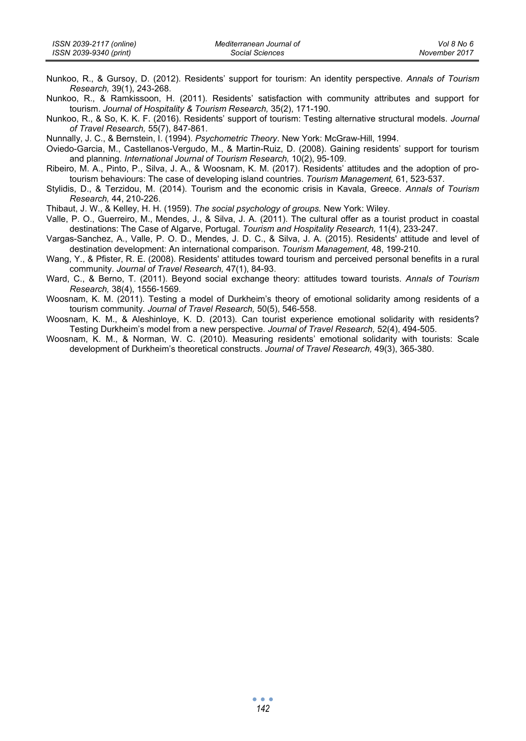Nunkoo, R., & Gursoy, D. (2012). Residents' support for tourism: An identity perspective. *Annals of Tourism Research,* 39(1), 243-268.

Nunkoo, R., & Ramkissoon, H. (2011). Residents' satisfaction with community attributes and support for tourism. *Journal of Hospitality & Tourism Research,* 35(2), 171-190.

Nunkoo, R., & So, K. K. F. (2016). Residents' support of tourism: Testing alternative structural models. *Journal of Travel Research,* 55(7), 847-861.

Nunnally, J. C., & Bernstein, I. (1994). *Psychometric Theory*. New York: McGraw-Hill, 1994.

Oviedo-Garcia, M., Castellanos-Vergudo, M., & Martin-Ruiz, D. (2008). Gaining residents' support for tourism and planning. *International Journal of Tourism Research,* 10(2), 95-109.

Ribeiro, M. A., Pinto, P., Silva, J. A., & Woosnam, K. M. (2017). Residents' attitudes and the adoption of pro-tourism behaviours: The case of developing island countries. *Tourism Management,* 61, 523-537.

Stylidis, D., & Terzidou, M. (2014). Tourism and the economic crisis in Kavala, Greece. *Annals of Tourism Research,* 44, 210-226.

Thibaut, J. W., & Kelley, H. H. (1959). *The social psychology of groups.* New York: Wiley.

Valle, P. O., Guerreiro, M., Mendes, J., & Silva, J. A. (2011). The cultural offer as a tourist product in coastal destinations: The Case of Algarve, Portugal. *Tourism and Hospitality Research,* 11(4), 233-247.

Vargas-Sanchez, A., Valle, P. O. D., Mendes, J. D. C., & Silva, J. A. (2015). Residents' attitude and level of destination development: An international comparison. *Tourism Management,* 48, 199-210.

Wang, Y., & Pfister, R. E. (2008). Residents' attitudes toward tourism and perceived personal benefits in a rural community. *Journal of Travel Research,* 47(1), 84-93.

Ward, C., & Berno, T. (2011). Beyond social exchange theory: attitudes toward tourists. *Annals of Tourism Research,* 38(4), 1556-1569.

Woosnam, K. M. (2011). Testing a model of Durkheim's theory of emotional solidarity among residents of a tourism community. *Journal of Travel Research,* 50(5), 546-558.

Woosnam, K. M., & Aleshinloye, K. D. (2013). Can tourist experience emotional solidarity with residents? Testing Durkheim's model from a new perspective. *Journal of Travel Research,* 52(4), 494-505.

Woosnam, K. M., & Norman, W. C. (2010). Measuring residents' emotional solidarity with tourists: Scale development of Durkheim's theoretical constructs. *Journal of Travel Research,* 49(3), 365-380.